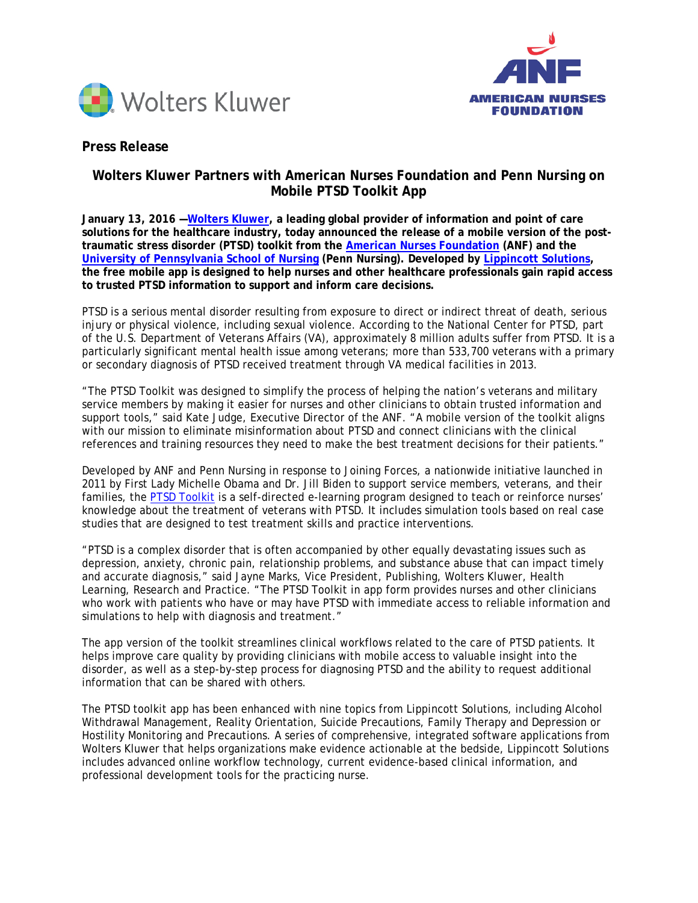**Press Release**

## Wolters Kluwer Partners with American Nurses Foundation and Penn Nursing on Mobile PTSD Toolkit App

**January 13, 2016 —Wolters Kluwer, a leading global provider of information and point of care solutions for the healthcare industry, today announced the release of a mobile version of the post-traumatic stress disorder (PTSD) toolkit from the American Nurses Foundation (ANF) and the University of Pennsylvania School of Nursing (Penn Nursing). Developed by Lippincott Solutions, the free mobile app is designed to help nurses and other healthcare professionals gain rapid access to trusted PTSD information to support and inform care decisions.**

PTSD is a serious mental disorder resulting from exposure to direct or indirect threat of death, serious injury or physical violence, including sexual violence. According to the National Center for PTSD, part of the U.S. Department of Veterans Affairs (VA), approximately 8 million adults suffer from PTSD. It is a particularly significant mental health issue among veterans; more than 533,700 veterans with a primary or secondary diagnosis of PTSD received treatment through VA medical facilities in 2013.

"The PTSD Toolkit was designed to simplify the process of helping the nation's veterans and military service members by making it easier for nurses and other clinicians to obtain trusted information and support tools," said Kate Judge, Executive Director of the ANF. "A mobile version of the toolkit aligns with our mission to eliminate misinformation about PTSD and connect clinicians with the clinical references and training resources they need to make the best treatment decisions for their patients."

Developed by ANF and Penn Nursing in response to Joining Forces, a nationwide initiative launched in 2011 by First Lady Michelle Obama and Dr. Jill Biden to support service members, veterans, and their families, the PTSD Toolkit is a self-directed e-learning program designed to teach or reinforce nurses' knowledge about the treatment of veterans with PTSD. It includes simulation tools based on real case studies that are designed to test treatment skills and practice interventions.

"PTSD is a complex disorder that is often accompanied by other equally devastating issues such as depression, anxiety, chronic pain, relationship problems, and substance abuse that can impact timely and accurate diagnosis," said Jayne Marks, Vice President, Publishing, Wolters Kluwer, Health Learning, Research and Practice. "The PTSD Toolkit in app form provides nurses and other clinicians who work with patients who have or may have PTSD with immediate access to reliable information and simulations to help with diagnosis and treatment."

The app version of the toolkit streamlines clinical workflows related to the care of PTSD patients. It helps improve care quality by providing clinicians with mobile access to valuable insight into the disorder, as well as a step-by-step process for diagnosing PTSD and the ability to request additional information that can be shared with others.

The PTSD toolkit app has been enhanced with nine topics from Lippincott Solutions, including Alcohol Withdrawal Management, Reality Orientation, Suicide Precautions, Family Therapy and Depression or Hostility Monitoring and Precautions. A series of comprehensive, integrated software applications from Wolters Kluwer that helps organizations make evidence actionable at the bedside, Lippincott Solutions includes advanced online workflow technology, current evidence-based clinical information, and professional development tools for the practicing nurse.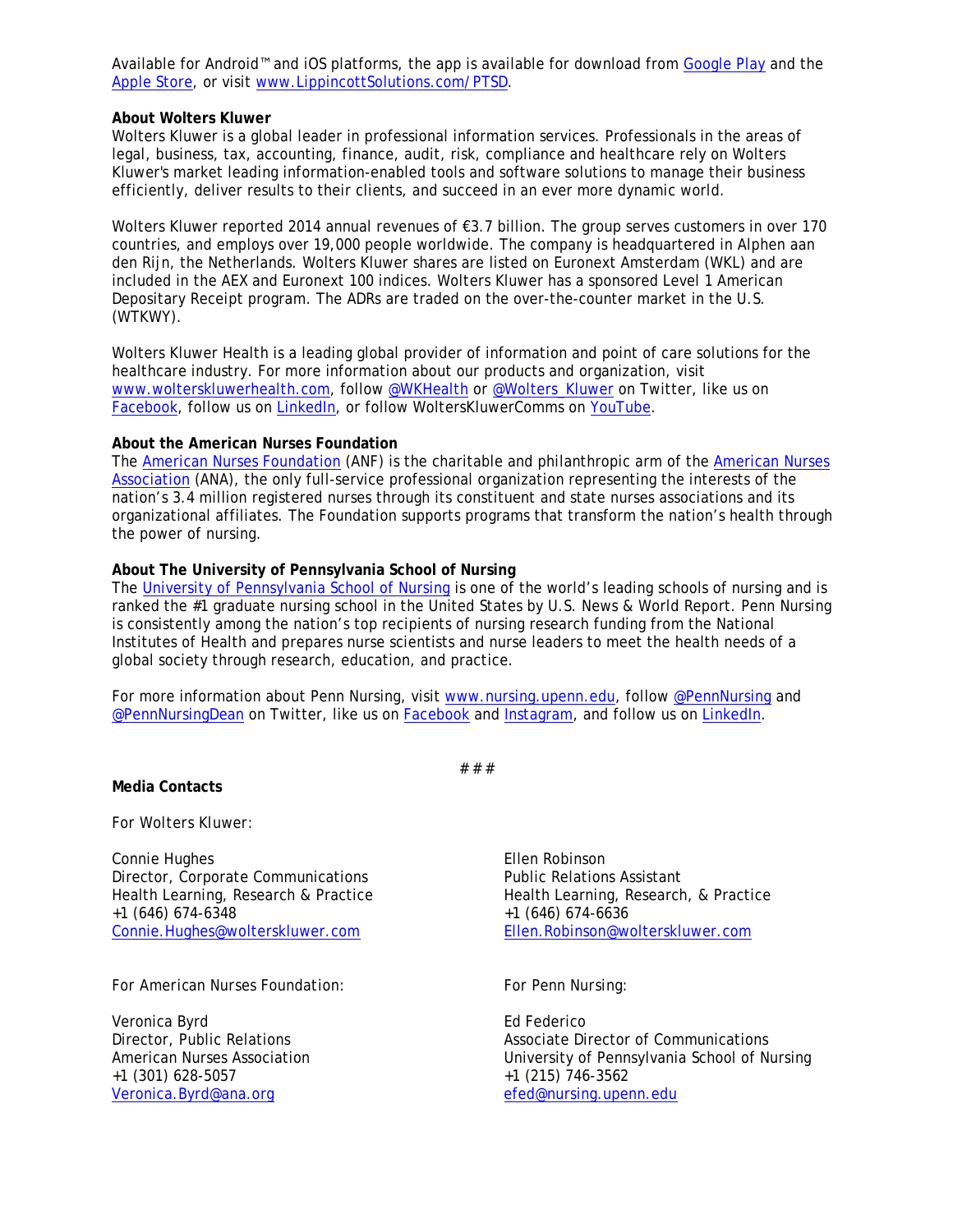Available for Android™ and iOS platforms, the app is available for download from Google Play and the Apple Store, or visit www.LippincottSolutions.com/PTSD.

**About Wolters Kluwer**

Wolters Kluwer is a global leader in professional information services. Professionals in the areas of legal, business, tax, accounting, finance, audit, risk, compliance and healthcare rely on Wolters Kluwer's market leading information-enabled tools and software solutions to manage their business efficiently, deliver results to their clients, and succeed in an ever more dynamic world.

Wolters Kluwer reported 2014 annual revenues of €3.7 billion. The group serves customers in over 170 countries, and employs over 19,000 people worldwide. The company is headquartered in Alphen aan den Rijn, the Netherlands. Wolters Kluwer shares are listed on Euronext Amsterdam (WKL) and are included in the AEX and Euronext 100 indices. Wolters Kluwer has a sponsored Level 1 American Depositary Receipt program. The ADRs are traded on the over-the-counter market in the U.S. (WTKWY).

Wolters Kluwer Health is a leading global provider of information and point of care solutions for the healthcare industry. For more information about our products and organization, visit www.wolterskluwerhealth.com, follow @WKHealth or @Wolters_Kluwer on Twitter, like us on Facebook, follow us on LinkedIn, or follow WoltersKluwerComms on YouTube.

**About the American Nurses Foundation**

The American Nurses Foundation (ANF) is the charitable and philanthropic arm of the American Nurses Association (ANA), the only full-service professional organization representing the interests of the nation's 3.4 million registered nurses through its constituent and state nurses associations and its organizational affiliates. The Foundation supports programs that transform the nation's health through the power of nursing.

**About The University of Pennsylvania School of Nursing**

The University of Pennsylvania School of Nursing is one of the world's leading schools of nursing and is ranked the #1 graduate nursing school in the United States by U.S. News & World Report. Penn Nursing is consistently among the nation's top recipients of nursing research funding from the National Institutes of Health and prepares nurse scientists and nurse leaders to meet the health needs of a global society through research, education, and practice.

For more information about Penn Nursing, visit www.nursing.upenn.edu, follow @PennNursing and @PennNursingDean on Twitter, like us on Facebook and Instagram, and follow us on LinkedIn.

# # #

**Media Contacts**

For Wolters Kluwer:

Connie Hughes
Director, Corporate Communications
Health Learning, Research & Practice
+1 (646) 674-6348
Connie.Hughes@wolterskluwer.com

Ellen Robinson
Public Relations Assistant
Health Learning, Research, & Practice
+1 (646) 674-6636
Ellen.Robinson@wolterskluwer.com

For American Nurses Foundation:

Veronica Byrd
Director, Public Relations
American Nurses Association
+1 (301) 628-5057
Veronica.Byrd@ana.org

For Penn Nursing:

Ed Federico
Associate Director of Communications
University of Pennsylvania School of Nursing
+1 (215) 746-3562
efed@nursing.upenn.edu